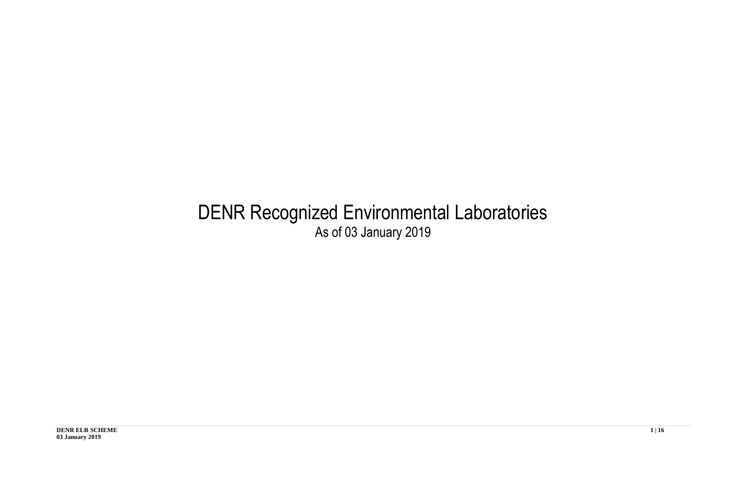# DENR Recognized Environmental Laboratories

As of 03 January 2019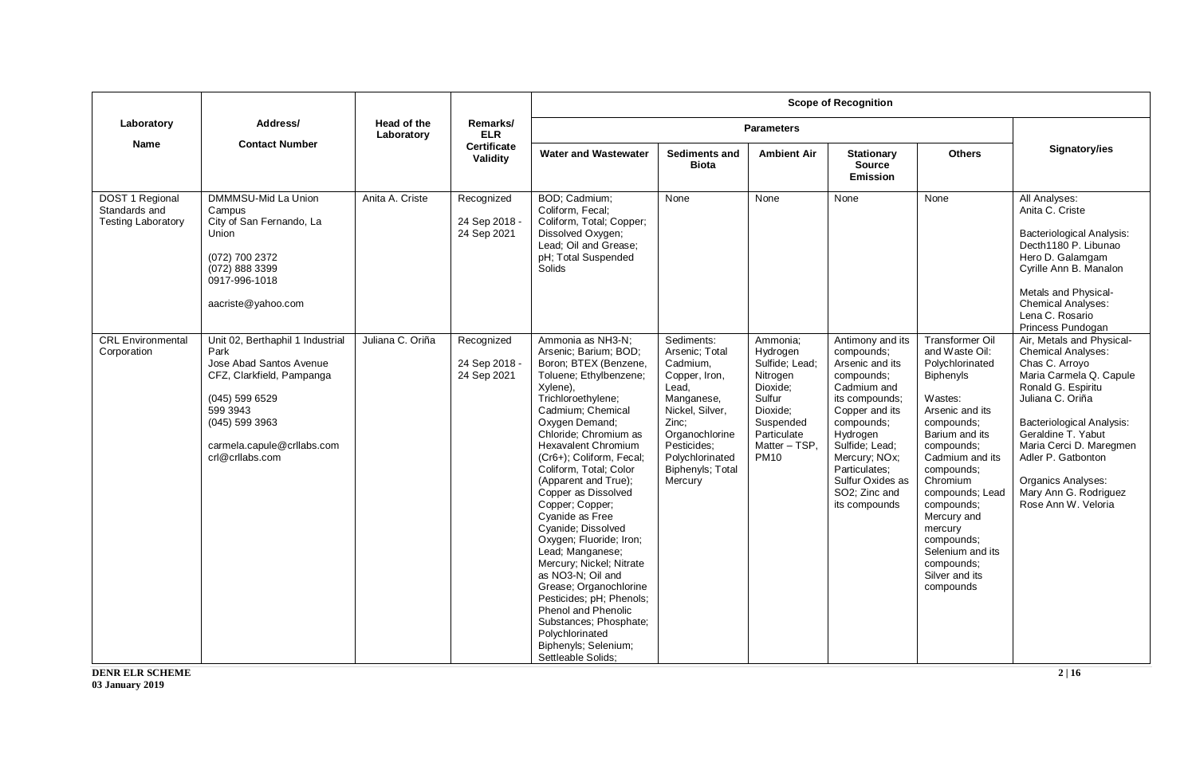| Laboratory Name | Address/ Contact Number | Head of the Laboratory | Remarks/ ELR Certificate Validity | Scope of Recognition | | | | | |
|---|---|---|---|---|---|---|---|---|---|
| | | | | Parameters | | | | | Signatory/ies |
| | | | | Water and Wastewater | Sediments and Biota | Ambient Air | Stationary Source Emission | Others | |
| DOST 1 Regional Standards and Testing Laboratory | DMMMSU-Mid La Union Campus City of San Fernando, La Union<br><br>(072) 700 2372<br>(072) 888 3399<br>0917-996-1018<br><br>aacriste@yahoo.com | Anita A. Criste | Recognized<br><br>24 Sep 2018 - 24 Sep 2021 | BOD; Cadmium; Coliform, Fecal; Coliform, Total; Copper; Dissolved Oxygen; Lead; Oil and Grease; pH; Total Suspended Solids | None | None | None | None | All Analyses:<br>Anita C. Criste<br><br>Bacteriological Analysis:<br>Decth1180 P. Libunao<br>Hero D. Galamgam<br>Cyrille Ann B. Manalon<br><br>Metals and Physical-Chemical Analyses:<br>Lena C. Rosario<br>Princess Pundogan |
| CRL Environmental Corporation | Unit 02, Berthaphil 1 Industrial Park<br>Jose Abad Santos Avenue CFZ, Clarkfield, Pampanga<br><br>(045) 599 6529<br>599 3943<br>(045) 599 3963<br><br>carmela.capule@crllabs.com<br>crl@crllabs.com | Juliana C. Oriña | Recognized<br><br>24 Sep 2018 - 24 Sep 2021 | Ammonia as NH3-N; Arsenic; Barium; BOD; Boron; BTEX (Benzene, Toluene; Ethylbenzene; Xylene), Trichloroethylene; Cadmium; Chemical Oxygen Demand; Chloride; Chromium as Hexavalent Chromium (Cr6+); Coliform, Fecal; Coliform, Total; Color (Apparent and True); Copper as Dissolved Copper; Copper; Cyanide as Free Cyanide; Dissolved Oxygen; Fluoride; Iron; Lead; Manganese; Mercury; Nickel; Nitrate as NO3-N; Oil and Grease; Organochlorine Pesticides; pH; Phenols; Phenol and Phenolic Substances; Phosphate; Polychlorinated Biphenyls; Selenium; Settleable Solids; | Sediments: Arsenic; Total Cadmium, Copper, Iron, Lead, Manganese, Nickel, Silver, Zinc; Organochlorine Pesticides; Polychlorinated Biphenyls; Total Mercury | Ammonia; Hydrogen Sulfide; Lead; Nitrogen Dioxide; Sulfur Dioxide; Suspended Particulate Matter – TSP, PM10 | Antimony and its compounds; Arsenic and its compounds; Cadmium and its compounds; Copper and its compounds; Hydrogen Sulfide; Lead; Mercury; NOx; Particulates; Sulfur Oxides as SO2; Zinc and its compounds | Transformer Oil and Waste Oil: Polychlorinated Biphenyls<br><br>Wastes: Arsenic and its compounds; Barium and its compounds; Cadmium and its compounds; Chromium compounds; Lead compounds; Mercury and mercury compounds; Selenium and its compounds; Silver and its compounds | Air, Metals and Physical-Chemical Analyses:<br>Chas C. Arroyo<br>Maria Carmela Q. Capule<br>Ronald G. Espiritu<br>Juliana C. Oriña<br><br>Bacteriological Analysis:<br>Geraldine T. Yabut<br>Maria Cerci D. Maregmen<br>Adler P. Gatbonton<br><br>Organics Analyses:<br>Mary Ann G. Rodriguez<br>Rose Ann W. Veloria |

**DENR ELR SCHEME**
**03 January 2019**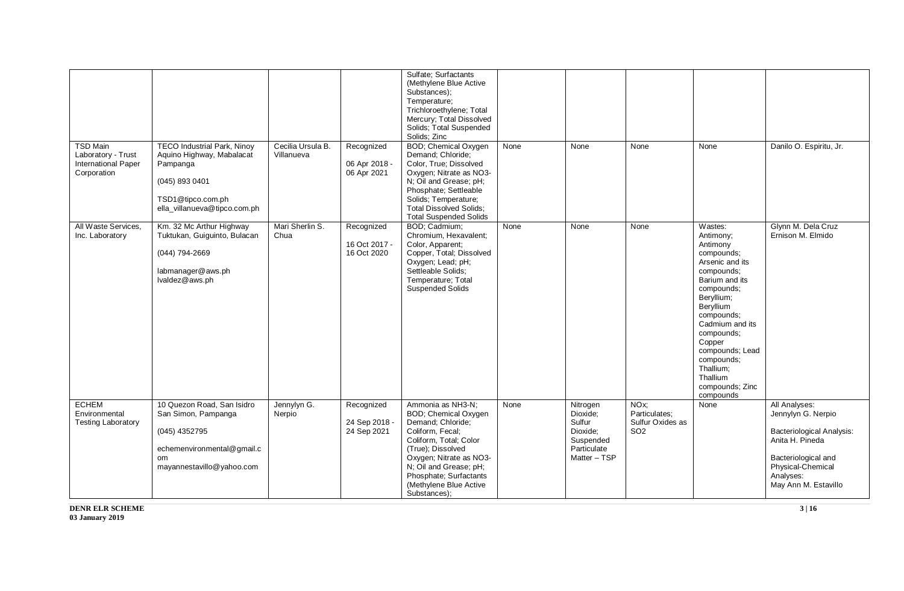| | | | | | | | | | |
|---|---|---|---|---|---|---|---|---|---|
| | | | | Sulfate; Surfactants (Methylene Blue Active Substances); Temperature; Trichloroethylene; Total Mercury; Total Dissolved Solids; Total Suspended Solids; Zinc | | | | | |
| TSD Main Laboratory - Trust International Paper Corporation | TECO Industrial Park, Ninoy Aquino Highway, Mabalacat Pampanga<br><br>(045) 893 0401<br><br>TSD1@tipco.com.ph<br>ella_villanueva@tipco.com.ph | Cecilia Ursula B. Villanueva | Recognized<br><br>06 Apr 2018 - 06 Apr 2021 | BOD; Chemical Oxygen Demand; Chloride; Color, True; Dissolved Oxygen; Nitrate as NO3-N; Oil and Grease; pH; Phosphate; Settleable Solids; Temperature; Total Dissolved Solids; Total Suspended Solids | None | None | None | None | Danilo O. Espiritu, Jr. |
| All Waste Services, Inc. Laboratory | Km. 32 Mc Arthur Highway Tuktukan, Guiguinto, Bulacan<br><br>(044) 794-2669<br><br>labmanager@aws.ph<br>lvaldez@aws.ph | Mari Sherlin S. Chua | Recognized<br><br>16 Oct 2017 - 16 Oct 2020 | BOD; Cadmium; Chromium, Hexavalent; Color, Apparent; Copper, Total; Dissolved Oxygen; Lead; pH; Settleable Solids; Temperature; Total Suspended Solids | None | None | None | Wastes: Antimony; Antimony compounds; Arsenic and its compounds; Barium and its compounds; Beryllium; Beryllium compounds; Cadmium and its compounds; Copper compounds; Lead compounds; Thallium; Thallium compounds; Zinc compounds | Glynn M. Dela Cruz<br>Ernison M. Elmido |
| ECHEM Environmental Testing Laboratory | 10 Quezon Road, San Isidro San Simon, Pampanga<br><br>(045) 4352795<br><br>echemenvironmental@gmail.com<br>mayannestavillo@yahoo.com | Jennylyn G. Nerpio | Recognized<br><br>24 Sep 2018 - 24 Sep 2021 | Ammonia as NH3-N; BOD; Chemical Oxygen Demand; Chloride; Coliform, Fecal; Coliform, Total; Color (True); Dissolved Oxygen; Nitrate as NO3-N; Oil and Grease; pH; Phosphate; Surfactants (Methylene Blue Active Substances); | None | Nitrogen Dioxide; Sulfur Dioxide; Suspended Particulate Matter – TSP | NOx; Particulates; Sulfur Oxides as SO2 | None | All Analyses:<br>Jennylyn G. Nerpio<br><br>Bacteriological Analysis:<br>Anita H. Pineda<br><br>Bacteriological and Physical-Chemical Analyses:<br>May Ann M. Estavillo |

**DENR ELR SCHEME**
**03 January 2019**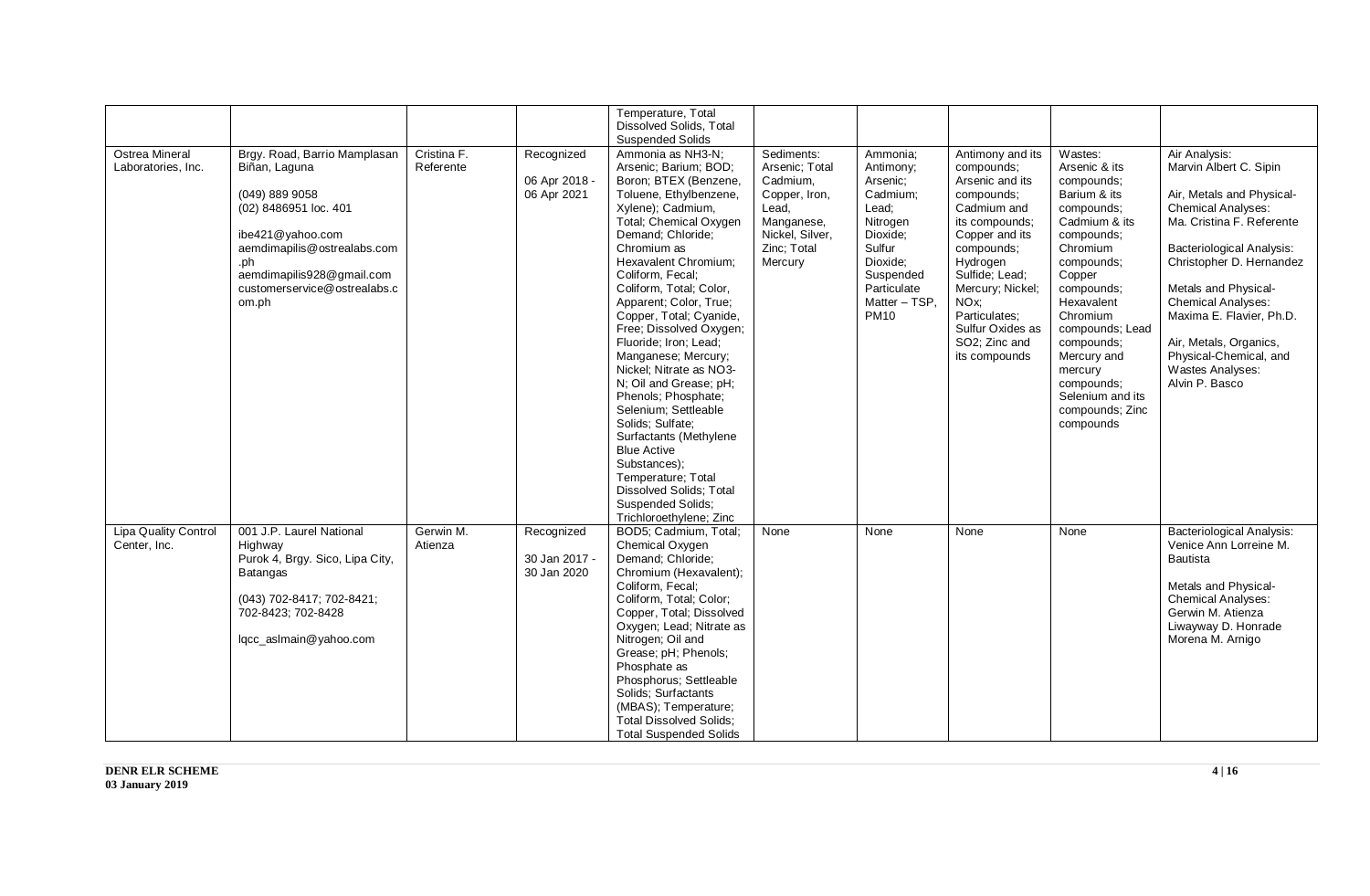| | | | | Temperature, Total Dissolved Solids, Total Suspended Solids | | | | | |
|---|---|---|---|---|---|---|---|---|---|
| Ostrea Mineral Laboratories, Inc. | Brgy. Road, Barrio Mamplasan Biñan, Laguna<br><br>(049) 889 9058<br>(02) 8486951 loc. 401<br><br>ibe421@yahoo.com<br>aemdimapilis@ostrealabs.com.ph<br>aemdimapilis928@gmail.com<br>customerservice@ostrealabs.com.ph | Cristina F. Referente | Recognized<br><br>06 Apr 2018 - 06 Apr 2021 | Ammonia as NH3-N; Arsenic; Barium; BOD; Boron; BTEX (Benzene, Toluene, Ethylbenzene, Xylene); Cadmium, Total; Chemical Oxygen Demand; Chloride; Chromium as Hexavalent Chromium; Coliform, Fecal; Coliform, Total; Color, Apparent; Color, True; Copper, Total; Cyanide, Free; Dissolved Oxygen; Fluoride; Iron; Lead; Manganese; Mercury; Nickel; Nitrate as NO3-N; Oil and Grease; pH; Phenols; Phosphate; Selenium; Settleable Solids; Sulfate; Surfactants (Methylene Blue Active Substances); Temperature; Total Dissolved Solids; Total Suspended Solids; Trichloroethylene; Zinc | Sediments: Arsenic; Total Cadmium, Copper, Iron, Lead, Manganese, Nickel, Silver, Zinc; Total Mercury | Ammonia; Antimony; Arsenic; Cadmium; Lead; Nitrogen Dioxide; Sulfur Dioxide; Suspended Particulate Matter – TSP, PM10 | Antimony and its compounds; Arsenic and its compounds; Cadmium and its compounds; Copper and its compounds; Hydrogen Sulfide; Lead; Mercury; Nickel; NOx; Particulates; Sulfur Oxides as SO2; Zinc and its compounds | Wastes: Arsenic & its compounds; Barium & its compounds; Cadmium & its compounds; Chromium compounds; Copper compounds; Hexavalent Chromium compounds; Lead compounds; Mercury and mercury compounds; Selenium and its compounds; Zinc compounds | Air Analysis: Marvin Albert C. Sipin<br><br>Air, Metals and Physical-Chemical Analyses: Ma. Cristina F. Referente<br><br>Bacteriological Analysis: Christopher D. Hernandez<br><br>Metals and Physical-Chemical Analyses: Maxima E. Flavier, Ph.D.<br><br>Air, Metals, Organics, Physical-Chemical, and Wastes Analyses: Alvin P. Basco |
| Lipa Quality Control Center, Inc. | 001 J.P. Laurel National Highway Purok 4, Brgy. Sico, Lipa City, Batangas<br><br>(043) 702-8417; 702-8421; 702-8423; 702-8428<br><br>lqcc_aslmain@yahoo.com | Gerwin M. Atienza | Recognized<br><br>30 Jan 2017 - 30 Jan 2020 | BOD5; Cadmium, Total; Chemical Oxygen Demand; Chloride; Chromium (Hexavalent); Coliform, Fecal; Coliform, Total; Color; Copper, Total; Dissolved Oxygen; Lead; Nitrate as Nitrogen; Oil and Grease; pH; Phenols; Phosphate as Phosphorus; Settleable Solids; Surfactants (MBAS); Temperature; Total Dissolved Solids; Total Suspended Solids | None | None | None | None | Bacteriological Analysis: Venice Ann Lorreine M. Bautista<br><br>Metals and Physical-Chemical Analyses: Gerwin M. Atienza<br>Liwayway D. Honrade<br>Morena M. Arnigo |

**DENR ELR SCHEME**
**03 January 2019**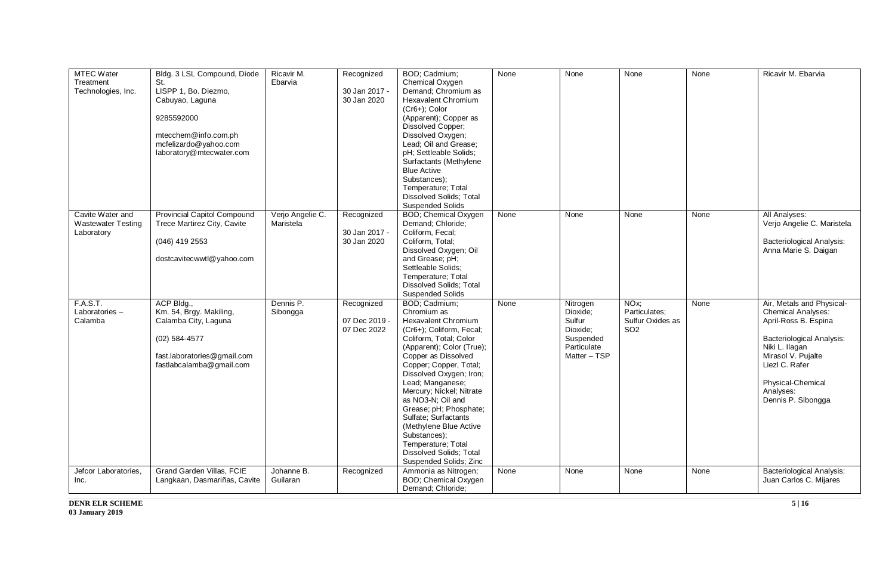| | | | | | | | | | |
|---|---|---|---|---|---|---|---|---|---|
| MTEC Water Treatment Technologies, Inc. | Bldg. 3 LSL Compound, Diode St. LISPP 1, Bo. Diezmo, Cabuyao, Laguna<br><br>9285592000<br><br>mtecchem@info.com.ph<br>mcfelizardo@yahoo.com<br>laboratory@mtecwater.com | Ricavir M. Ebarvia | Recognized<br><br>30 Jan 2017 - 30 Jan 2020 | BOD; Cadmium; Chemical Oxygen Demand; Chromium as Hexavalent Chromium (Cr6+); Color (Apparent); Copper as Dissolved Copper; Dissolved Oxygen; Lead; Oil and Grease; pH; Settleable Solids; Surfactants (Methylene Blue Active Substances); Temperature; Total Dissolved Solids; Total Suspended Solids | None | None | None | None | Ricavir M. Ebarvia |
| Cavite Water and Wastewater Testing Laboratory | Provincial Capitol Compound Trece Martirez City, Cavite<br><br>(046) 419 2553<br><br>dostcavitecwwtl@yahoo.com | Verjo Angelie C. Maristela | Recognized<br><br>30 Jan 2017 - 30 Jan 2020 | BOD; Chemical Oxygen Demand; Chloride; Coliform, Fecal; Coliform, Total; Dissolved Oxygen; Oil and Grease; pH; Settleable Solids; Temperature; Total Dissolved Solids; Total Suspended Solids | None | None | None | None | All Analyses:<br>Verjo Angelie C. Maristela<br><br>Bacteriological Analysis:<br>Anna Marie S. Daigan |
| F.A.S.T. Laboratories – Calamba | ACP Bldg., Km. 54, Brgy. Makiling, Calamba City, Laguna<br><br>(02) 584-4577<br><br>fast.laboratories@gmail.com<br>fastlabcalamba@gmail.com | Dennis P. Sibongga | Recognized<br><br>07 Dec 2019 - 07 Dec 2022 | BOD; Cadmium; Chromium as Hexavalent Chromium (Cr6+); Coliform, Fecal; Coliform, Total; Color (Apparent); Color (True); Copper as Dissolved Copper; Copper, Total; Dissolved Oxygen; Iron; Lead; Manganese; Mercury; Nickel; Nitrate as NO3-N; Oil and Grease; pH; Phosphate; Sulfate; Surfactants (Methylene Blue Active Substances); Temperature; Total Dissolved Solids; Total Suspended Solids; Zinc | None | Nitrogen Dioxide; Sulfur Dioxide; Suspended Particulate Matter – TSP | NOx; Particulates; Sulfur Oxides as SO2 | None | Air, Metals and Physical-Chemical Analyses:<br>April-Ross B. Espina<br><br>Bacteriological Analysis:<br>Niki L. Ilagan<br>Mirasol V. Pujalte<br>Liezl C. Rafer<br><br>Physical-Chemical Analyses:<br>Dennis P. Sibongga |
| Jefcor Laboratories, Inc. | Grand Garden Villas, FCIE Langkaan, Dasmariñas, Cavite | Johanne B. Guilaran | Recognized | Ammonia as Nitrogen; BOD; Chemical Oxygen Demand; Chloride; | None | None | None | None | Bacteriological Analysis:<br>Juan Carlos C. Mijares |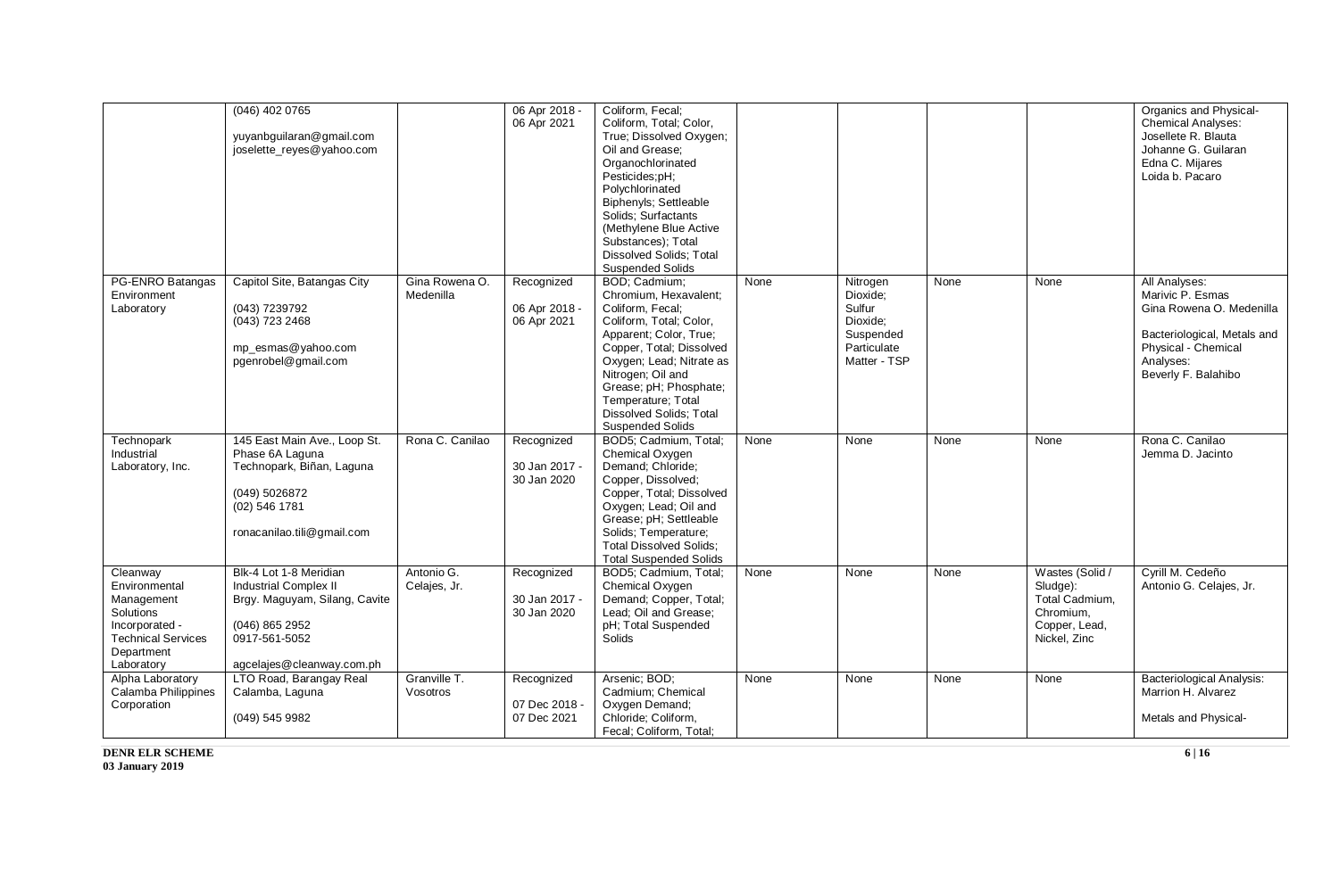| | | | | | | | | | |
|---|---|---|---|---|---|---|---|---|---|
| | (046) 402 0765<br><br>yuyanbguilaran@gmail.com<br>joselette_reyes@yahoo.com | | 06 Apr 2018 - 06 Apr 2021 | Coliform, Fecal; Coliform, Total; Color, True; Dissolved Oxygen; Oil and Grease; Organochlorinated Pesticides;pH; Polychlorinated Biphenyls; Settleable Solids; Surfactants (Methylene Blue Active Substances); Total Dissolved Solids; Total Suspended Solids | | | | | Organics and Physical-Chemical Analyses:<br>Josellete R. Blauta<br>Johanne G. Guilaran<br>Edna C. Mijares<br>Loida b. Pacaro |
| PG-ENRO Batangas Environment Laboratory | Capitol Site, Batangas City<br><br>(043) 7239792<br>(043) 723 2468<br><br>mp_esmas@yahoo.com<br>pgenrobel@gmail.com | Gina Rowena O. Medenilla | Recognized<br><br>06 Apr 2018 - 06 Apr 2021 | BOD; Cadmium; Chromium, Hexavalent; Coliform, Fecal; Coliform, Total; Color, Apparent; Color, True; Copper, Total; Dissolved Oxygen; Lead; Nitrate as Nitrogen; Oil and Grease; pH; Phosphate; Temperature; Total Dissolved Solids; Total Suspended Solids | None | Nitrogen Dioxide; Sulfur Dioxide; Suspended Particulate Matter - TSP | None | None | All Analyses:<br>Marivic P. Esmas<br>Gina Rowena O. Medenilla<br><br>Bacteriological, Metals and Physical - Chemical Analyses:<br>Beverly F. Balahibo |
| Technopark Industrial Laboratory, Inc. | 145 East Main Ave., Loop St. Phase 6A Laguna Technopark, Biñan, Laguna<br><br>(049) 5026872<br>(02) 546 1781<br><br>ronacanilao.tili@gmail.com | Rona C. Canilao | Recognized<br><br>30 Jan 2017 - 30 Jan 2020 | BOD5; Cadmium, Total; Chemical Oxygen Demand; Chloride; Copper, Dissolved; Copper, Total; Dissolved Oxygen; Lead; Oil and Grease; pH; Settleable Solids; Temperature; Total Dissolved Solids; Total Suspended Solids | None | None | None | None | Rona C. Canilao<br>Jemma D. Jacinto |
| Cleanway Environmental Management Solutions Incorporated - Technical Services Department Laboratory | Blk-4 Lot 1-8 Meridian Industrial Complex II Brgy. Maguyam, Silang, Cavite<br><br>(046) 865 2952<br>0917-561-5052<br><br>agcelajes@cleanway.com.ph | Antonio G. Celajes, Jr. | Recognized<br><br>30 Jan 2017 - 30 Jan 2020 | BOD5; Cadmium, Total; Chemical Oxygen Demand; Copper, Total; Lead; Oil and Grease; pH; Total Suspended Solids | None | None | None | Wastes (Solid / Sludge):<br>Total Cadmium, Chromium, Copper, Lead, Nickel, Zinc | Cyrill M. Cedeño<br>Antonio G. Celajes, Jr. |
| Alpha Laboratory Calamba Philippines Corporation | LTO Road, Barangay Real Calamba, Laguna<br><br>(049) 545 9982 | Granville T. Vosotros | Recognized<br><br>07 Dec 2018 - 07 Dec 2021 | Arsenic; BOD; Cadmium; Chemical Oxygen Demand; Chloride; Coliform, Fecal; Coliform, Total; | None | None | None | None | Bacteriological Analysis:<br>Marrion H. Alvarez<br><br>Metals and Physical- |

**DENR ELR SCHEME**
**03 January 2019**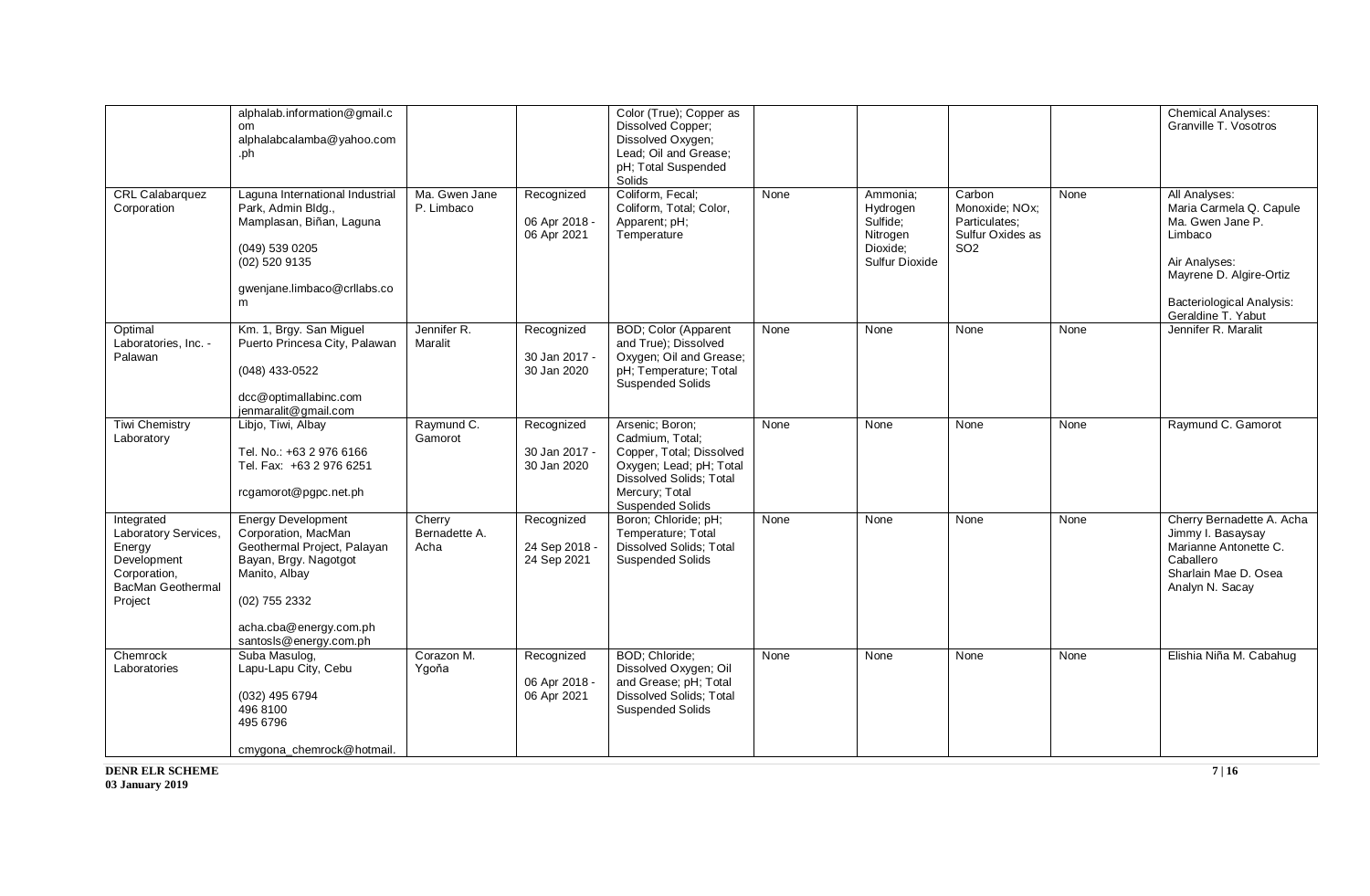| | | | | | | | | | |
|---|---|---|---|---|---|---|---|---|---|
| | alphalab.information@gmail.com<br>alphalabcalamba@yahoo.com.ph | | | Color (True); Copper as Dissolved Copper; Dissolved Oxygen; Lead; Oil and Grease; pH; Total Suspended Solids | | | | | Chemical Analyses:<br>Granville T. Vosotros |
| CRL Calabarquez Corporation | Laguna International Industrial Park, Admin Bldg., Mamplasan, Biñan, Laguna<br><br>(049) 539 0205<br>(02) 520 9135<br><br>gwenjane.limbaco@crllabs.com | Ma. Gwen Jane P. Limbaco | Recognized<br><br>06 Apr 2018 - 06 Apr 2021 | Coliform, Fecal; Coliform, Total; Color, Apparent; pH; Temperature | None | Ammonia; Hydrogen Sulfide; Nitrogen Dioxide; Sulfur Dioxide | Carbon Monoxide; NOx; Particulates; Sulfur Oxides as $SO_2$ | None | All Analyses:<br>Maria Carmela Q. Capule<br>Ma. Gwen Jane P. Limbaco<br><br>Air Analyses:<br>Mayrene D. Algire-Ortiz<br><br>Bacteriological Analysis:<br>Geraldine T. Yabut |
| Optimal Laboratories, Inc. - Palawan | Km. 1, Brgy. San Miguel Puerto Princesa City, Palawan<br><br>(048) 433-0522<br><br>dcc@optimallabinc.com<br>jenmaralit@gmail.com | Jennifer R. Maralit | Recognized<br><br>30 Jan 2017 - 30 Jan 2020 | BOD; Color (Apparent and True); Dissolved Oxygen; Oil and Grease; pH; Temperature; Total Suspended Solids | None | None | None | None | Jennifer R. Maralit |
| Tiwi Chemistry Laboratory | Libjo, Tiwi, Albay<br><br>Tel. No.: +63 2 976 6166<br>Tel. Fax: +63 2 976 6251<br><br>rcgamorot@pgpc.net.ph | Raymund C. Gamorot | Recognized<br><br>30 Jan 2017 - 30 Jan 2020 | Arsenic; Boron; Cadmium, Total; Copper, Total; Dissolved Oxygen; Lead; pH; Total Dissolved Solids; Total Mercury; Total Suspended Solids | None | None | None | None | Raymund C. Gamorot |
| Integrated Laboratory Services, Energy Development Corporation, BacMan Geothermal Project | Energy Development Corporation, MacMan Geothermal Project, Palayan Bayan, Brgy. Nagotgot Manito, Albay<br><br>(02) 755 2332<br><br>acha.cba@energy.com.ph<br>santosls@energy.com.ph | Cherry Bernadette A. Acha | Recognized<br><br>24 Sep 2018 - 24 Sep 2021 | Boron; Chloride; pH; Temperature; Total Dissolved Solids; Total Suspended Solids | None | None | None | None | Cherry Bernadette A. Acha<br>Jimmy I. Basaysay<br>Marianne Antonette C. Caballero<br>Sharlain Mae D. Osea<br>Analyn N. Sacay |
| Chemrock Laboratories | Suba Masulog, Lapu-Lapu City, Cebu<br><br>(032) 495 6794<br>496 8100<br>495 6796<br><br>cmygona_chemrock@hotmail. | Corazon M. Ygoña | Recognized<br><br>06 Apr 2018 - 06 Apr 2021 | BOD; Chloride; Dissolved Oxygen; Oil and Grease; pH; Total Dissolved Solids; Total Suspended Solids | None | None | None | None | Elishia Niña M. Cabahug |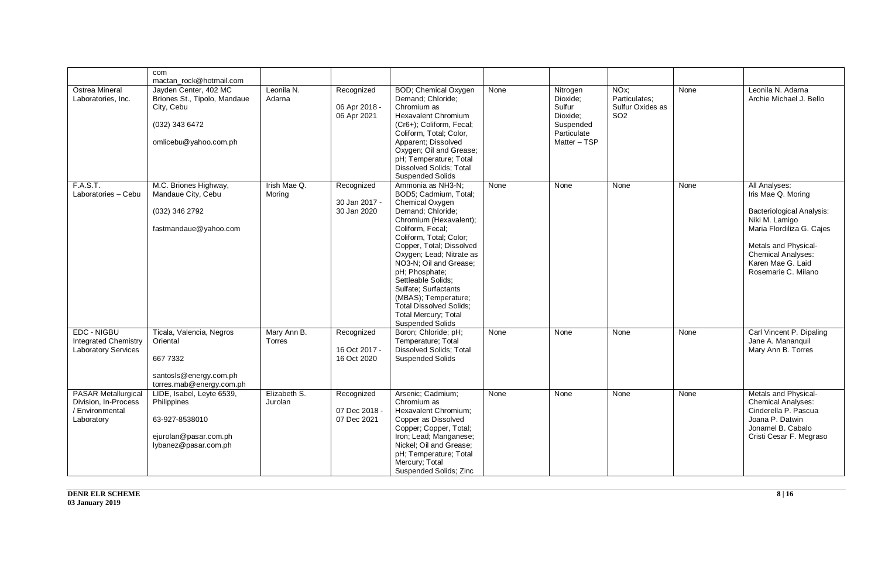| | com<br>mactan_rock@hotmail.com | | | | | | | | |
|---|---|---|---|---|---|---|---|---|---|
| Ostrea Mineral Laboratories, Inc. | Jayden Center, 402 MC Briones St., Tipolo, Mandaue City, Cebu<br><br>(032) 343 6472<br><br>omlicebu@yahoo.com.ph | Leonila N. Adarna | Recognized<br><br>06 Apr 2018 - 06 Apr 2021 | BOD; Chemical Oxygen Demand; Chloride; Chromium as Hexavalent Chromium ($Cr6+$); Coliform, Fecal; Coliform, Total; Color, Apparent; Dissolved Oxygen; Oil and Grease; pH; Temperature; Total Dissolved Solids; Total Suspended Solids | None | Nitrogen Dioxide; Sulfur Dioxide; Suspended Particulate Matter – TSP | NOx; Particulates; Sulfur Oxides as $SO_2$ | None | Leonila N. Adarna<br>Archie Michael J. Bello |
| F.A.S.T. Laboratories – Cebu | M.C. Briones Highway, Mandaue City, Cebu<br><br>(032) 346 2792<br><br>fastmandaue@yahoo.com | Irish Mae Q. Moring | Recognized<br><br>30 Jan 2017 - 30 Jan 2020 | Ammonia as NH3-N; BOD5; Cadmium, Total; Chemical Oxygen Demand; Chloride; Chromium (Hexavalent); Coliform, Fecal; Coliform, Total; Color; Copper, Total; Dissolved Oxygen; Lead; Nitrate as NO3-N; Oil and Grease; pH; Phosphate; Settleable Solids; Sulfate; Surfactants (MBAS); Temperature; Total Dissolved Solids; Total Mercury; Total Suspended Solids | None | None | None | None | All Analyses:<br>Iris Mae Q. Moring<br><br>Bacteriological Analysis:<br>Niki M. Lamigo<br>Maria Flordiliza G. Cajes<br><br>Metals and Physical-Chemical Analyses:<br>Karen Mae G. Laid<br>Rosemarie C. Milano |
| EDC - NIGBU Integrated Chemistry Laboratory Services | Ticala, Valencia, Negros Oriental<br><br>667 7332<br><br>santosls@energy.com.ph<br>torres.mab@energy.com.ph | Mary Ann B. Torres | Recognized<br><br>16 Oct 2017 - 16 Oct 2020 | Boron; Chloride; pH; Temperature; Total Dissolved Solids; Total Suspended Solids | None | None | None | None | Carl Vincent P. Dipaling<br>Jane A. Mananquil<br>Mary Ann B. Torres |
| PASAR Metallurgical Division, In-Process / Environmental Laboratory | LIDE, Isabel, Leyte 6539, Philippines<br><br>63-927-8538010<br><br>ejurolan@pasar.com.ph<br>lybanez@pasar.com.ph | Elizabeth S. Jurolan | Recognized<br><br>07 Dec 2018 - 07 Dec 2021 | Arsenic; Cadmium; Chromium as Hexavalent Chromium; Copper as Dissolved Copper; Copper, Total; Iron; Lead; Manganese; Nickel; Oil and Grease; pH; Temperature; Total Mercury; Total Suspended Solids; Zinc | None | None | None | None | Metals and Physical-Chemical Analyses:<br>Cinderella P. Pascua<br>Joana P. Datwin<br>Jonamel B. Cabalo<br>Cristi Cesar F. Megraso |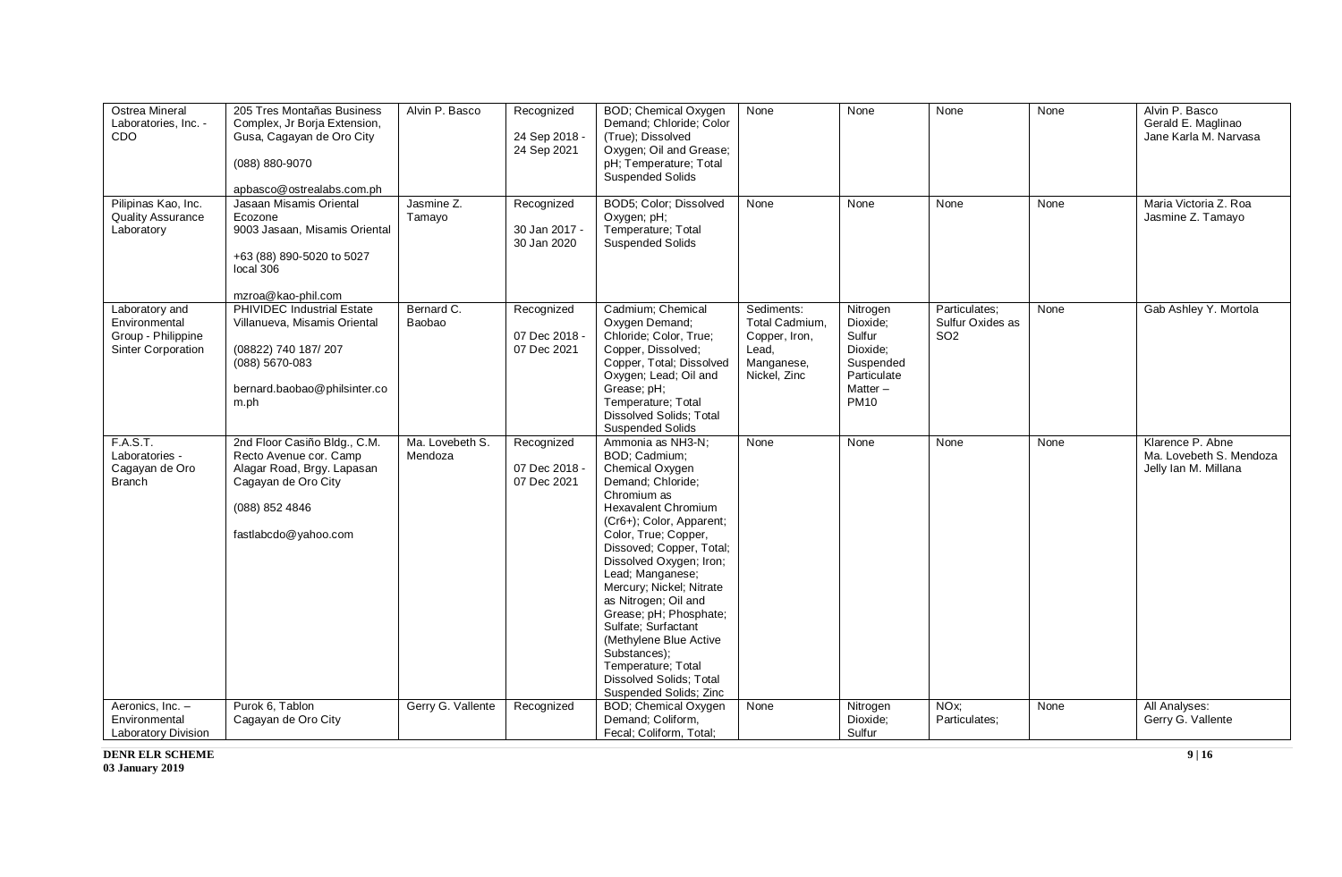| Ostrea Mineral Laboratories, Inc. - CDO | 205 Tres Montañas Business Complex, Jr Borja Extension, Gusa, Cagayan de Oro City<br><br>(088) 880-9070<br><br>apbasco@ostrealabs.com.ph | Alvin P. Basco | Recognized<br><br>24 Sep 2018 - 24 Sep 2021 | BOD; Chemical Oxygen Demand; Chloride; Color (True); Dissolved Oxygen; Oil and Grease; pH; Temperature; Total Suspended Solids | None | None | None | None | Alvin P. Basco<br>Gerald E. Maglinao<br>Jane Karla M. Narvasa |
|---|---|---|---|---|---|---|---|---|---|
| Pilipinas Kao, Inc. Quality Assurance Laboratory | Jasaan Misamis Oriental Ecozone<br>9003 Jasaan, Misamis Oriental<br><br>+63 (88) 890-5020 to 5027 local 306<br><br>mzroa@kao-phil.com | Jasmine Z. Tamayo | Recognized<br><br>30 Jan 2017 - 30 Jan 2020 | BOD5; Color; Dissolved Oxygen; pH; Temperature; Total Suspended Solids | None | None | None | None | Maria Victoria Z. Roa<br>Jasmine Z. Tamayo |
| Laboratory and Environmental Group - Philippine Sinter Corporation | PHIVIDEC Industrial Estate Villanueva, Misamis Oriental<br><br>(08822) 740 187/ 207<br>(088) 5670-083<br><br>bernard.baobao@philsinter.com.ph | Bernard C. Baobao | Recognized<br><br>07 Dec 2018 - 07 Dec 2021 | Cadmium; Chemical Oxygen Demand; Chloride; Color, True; Copper, Dissolved; Copper, Total; Dissolved Oxygen; Lead; Oil and Grease; pH; Temperature; Total Dissolved Solids; Total Suspended Solids | Sediments: Total Cadmium, Copper, Iron, Lead, Manganese, Nickel, Zinc | Nitrogen Dioxide; Sulfur Dioxide; Suspended Particulate Matter – PM10 | Particulates; Sulfur Oxides as $SO_2$ | None | Gab Ashley Y. Mortola |
| F.A.S.T. Laboratories - Cagayan de Oro Branch | 2nd Floor Casiño Bldg., C.M. Recto Avenue cor. Camp Alagar Road, Brgy. Lapasan Cagayan de Oro City<br><br>(088) 852 4846<br><br>fastlabcdo@yahoo.com | Ma. Lovebeth S. Mendoza | Recognized<br><br>07 Dec 2018 - 07 Dec 2021 | Ammonia as NH3-N; BOD; Cadmium; Chemical Oxygen Demand; Chloride; Chromium as Hexavalent Chromium (Cr6+); Color, Apparent; Color, True; Copper, Dissoved; Copper, Total; Dissolved Oxygen; Iron; Lead; Manganese; Mercury; Nickel; Nitrate as Nitrogen; Oil and Grease; pH; Phosphate; Sulfate; Surfactant (Methylene Blue Active Substances); Temperature; Total Dissolved Solids; Total Suspended Solids; Zinc | None | None | None | None | Klarence P. Abne<br>Ma. Lovebeth S. Mendoza<br>Jelly Ian M. Millana |
| Aeronics, Inc. – Environmental Laboratory Division | Purok 6, Tablon Cagayan de Oro City | Gerry G. Vallente | Recognized | BOD; Chemical Oxygen Demand; Coliform, Fecal; Coliform, Total; | None | Nitrogen Dioxide; Sulfur | NOx; Particulates; | None | All Analyses:<br>Gerry G. Vallente |

**DENR ELR SCHEME**
**03 January 2019**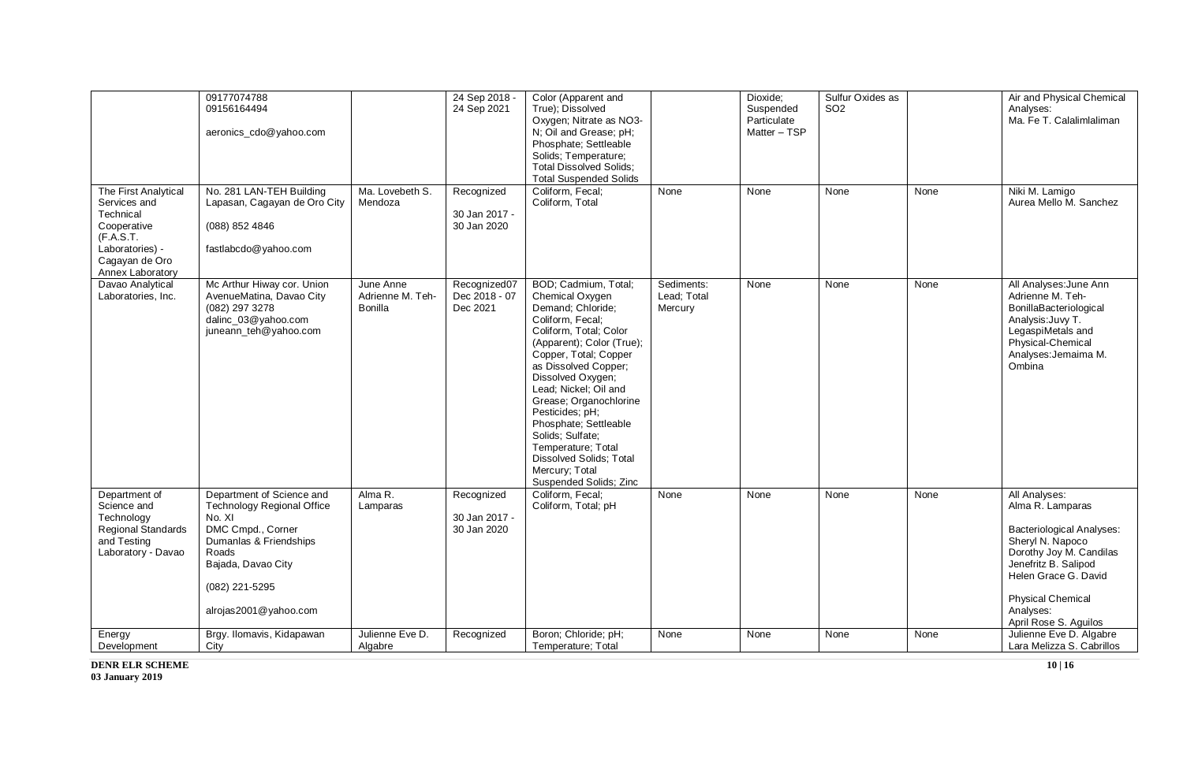| | | | | | | | | | |
|---|---|---|---|---|---|---|---|---|---|
| | 09177074788<br>09156164494<br><br>aeronics_cdo@yahoo.com | | 24 Sep 2018 - 24 Sep 2021 | Color (Apparent and True); Dissolved Oxygen; Nitrate as NO3-N; Oil and Grease; pH; Phosphate; Settleable Solids; Temperature; Total Dissolved Solids; Total Suspended Solids | | Dioxide; Suspended Particulate Matter – TSP | Sulfur Oxides as SO2 | | Air and Physical Chemical Analyses:<br>Ma. Fe T. Calalimlaliman |
| The First Analytical Services and Technical Cooperative (F.A.S.T. Laboratories) - Cagayan de Oro Annex Laboratory | No. 281 LAN-TEH Building Lapasan, Cagayan de Oro City<br><br>(088) 852 4846<br><br>fastlabcdo@yahoo.com | Ma. Lovebeth S. Mendoza | Recognized<br><br>30 Jan 2017 - 30 Jan 2020 | Coliform, Fecal; Coliform, Total | None | None | None | None | Niki M. Lamigo<br>Aurea Mello M. Sanchez |
| Davao Analytical Laboratories, Inc. | Mc Arthur Hiway cor. Union AvenueMatina, Davao City<br>(082) 297 3278<br>dalinc_03@yahoo.com<br>juneann_teh@yahoo.com | June Anne Adrienne M. Teh-Bonilla | Recognized07 Dec 2018 - 07 Dec 2021 | BOD; Cadmium, Total; Chemical Oxygen Demand; Chloride; Coliform, Fecal; Coliform, Total; Color (Apparent); Color (True); Copper, Total; Copper as Dissolved Copper; Dissolved Oxygen; Lead; Nickel; Oil and Grease; Organochlorine Pesticides; pH; Phosphate; Settleable Solids; Sulfate; Temperature; Total Dissolved Solids; Total Mercury; Total Suspended Solids; Zinc | Sediments: Lead; Total Mercury | None | None | None | All Analyses:June Ann Adrienne M. Teh-BonillaBacteriological Analysis:Juvy T. LegaspiMetals and Physical-Chemical Analyses:Jemaima M. Ombina |
| Department of Science and Technology Regional Standards and Testing Laboratory - Davao | Department of Science and Technology Regional Office No. XI<br>DMC Cmpd., Corner Dumanlas & Friendships Roads<br>Bajada, Davao City<br><br>(082) 221-5295<br><br>alrojas2001@yahoo.com | Alma R. Lamparas | Recognized<br><br>30 Jan 2017 - 30 Jan 2020 | Coliform, Fecal; Coliform, Total; pH | None | None | None | None | All Analyses:<br>Alma R. Lamparas<br><br>Bacteriological Analyses:<br>Sheryl N. Napoco<br>Dorothy Joy M. Candilas<br>Jenefritz B. Salipod<br>Helen Grace G. David<br><br>Physical Chemical Analyses:<br>April Rose S. Aguilos |
| Energy Development | Brgy. Ilomavis, Kidapawan City | Julienne Eve D. Algabre | Recognized | Boron; Chloride; pH; Temperature; Total | None | None | None | None | Julienne Eve D. Algabre<br>Lara Melizza S. Cabrillos |

**DENR ELR SCHEME**
**03 January 2019**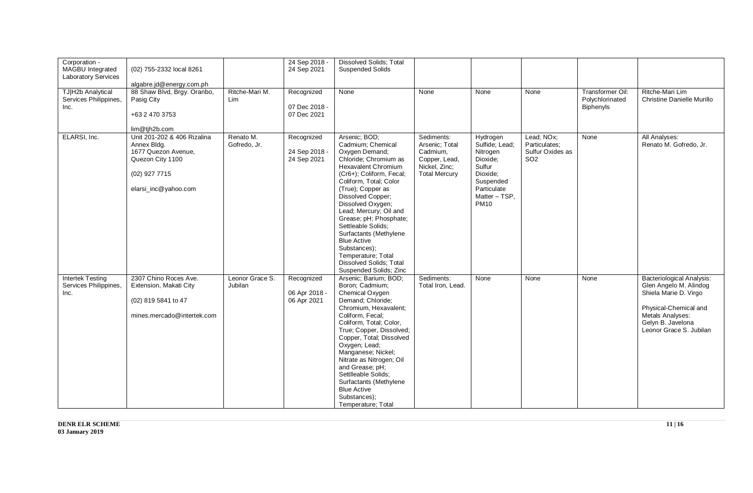| Corporation - MAGBU Integrated Laboratory Services | (02) 755-2332 local 8261<br><br>algabre.jd@energy.com.ph | | 24 Sep 2018 - 24 Sep 2021 | Dissolved Solids; Total Suspended Solids | | | | | |
|---|---|---|---|---|---|---|---|---|---|
| TJ\|H2b Analytical Services Philippines, Inc. | 88 Shaw Blvd, Brgy. Oranbo, Pasig City<br><br>+63 2 470 3753<br><br>lim@tjh2b.com | Ritche-Mari M. Lim | Recognized<br><br>07 Dec 2018 - 07 Dec 2021 | None | None | None | None | Transformer Oil: Polychlorinated Biphenyls | Ritche-Mari Lim<br>Christine Danielle Murillo |
| ELARSI, Inc. | Unit 201-202 & 406 Rizalina Annex Bldg.<br>1677 Quezon Avenue, Quezon City 1100<br><br>(02) 927 7715<br><br>elarsi_inc@yahoo.com | Renato M. Gofredo, Jr. | Recognized<br><br>24 Sep 2018 - 24 Sep 2021 | Arsenic; BOD; Cadmium; Chemical Oxygen Demand; Chloride; Chromium as Hexavalent Chromium ($Cr6+$); Coliform, Fecal; Coliform, Total; Color (True); Copper as Dissolved Copper; Dissolved Oxygen; Lead; Mercury; Oil and Grease; pH; Phosphate; Settleable Solids; Surfactants (Methylene Blue Active Substances); Temperature; Total Dissolved Solids; Total Suspended Solids; Zinc | Sediments: Arsenic; Total Cadmium, Copper, Lead, Nickel, Zinc; Total Mercury | Hydrogen Sulfide; Lead; Nitrogen Dioxide; Sulfur Dioxide; Suspended Particulate Matter – TSP, PM10 | Lead; NOx; Particulates; Sulfur Oxides as $SO_2$ | None | All Analyses:<br>Renato M. Gofredo, Jr. |
| Intertek Testing Services Philippines, Inc. | 2307 Chino Roces Ave. Extension, Makati City<br><br>(02) 819 5841 to 47<br><br>mines.mercado@intertek.com | Leonor Grace S. Jubilan | Recognized<br><br>06 Apr 2018 - 06 Apr 2021 | Arsenic; Barium; BOD; Boron; Cadmium; Chemical Oxygen Demand; Chloride; Chromium, Hexavalent; Coliform, Fecal; Coliform, Total; Color, True; Copper, Dissolved; Copper, Total; Dissolved Oxygen; Lead; Manganese; Nickel; Nitrate as Nitrogen; Oil and Grease; pH; Settlleable Solids; Surfactants (Methylene Blue Active Substances); Temperature; Total | Sediments: Total Iron, Lead. | None | None | None | Bacteriological Analysis:<br>Glen Angelo M. Alindog<br>Shiela Marie D. Virgo<br><br>Physical-Chemical and Metals Analyses:<br>Gelyn B. Javelona<br>Leonor Grace S. Jubilan |

**DENR ELR SCHEME**
**03 January 2019**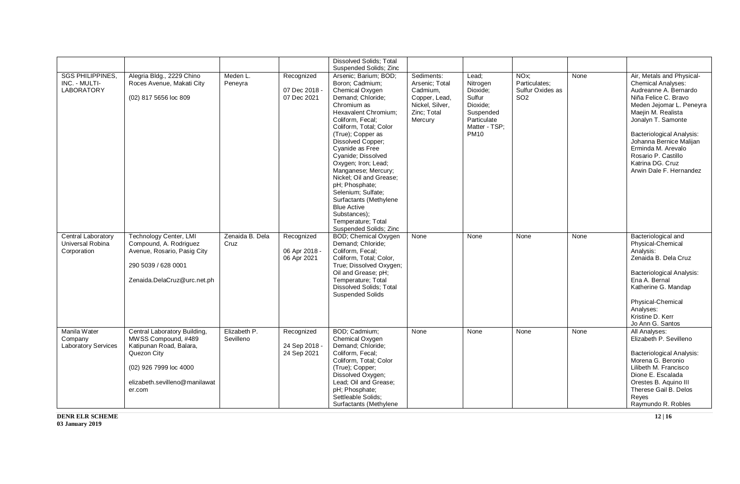| | | | | Dissolved Solids; Total Suspended Solids; Zinc | | | | | |
|---|---|---|---|---|---|---|---|---|---|
| SGS PHILIPPINES, INC. - MULTI-LABORATORY | Alegria Bldg., 2229 Chino Roces Avenue, Makati City<br><br>(02) 817 5656 loc 809 | Meden L. Peneyra | Recognized<br><br>07 Dec 2018 - 07 Dec 2021 | Arsenic; Barium; BOD; Boron; Cadmium; Chemical Oxygen Demand; Chloride; Chromium as Hexavalent Chromium; Coliform, Fecal; Coliform, Total; Color (True); Copper as Dissolved Copper; Cyanide as Free Cyanide; Dissolved Oxygen; Iron; Lead; Manganese; Mercury; Nickel; Oil and Grease; pH; Phosphate; Selenium; Sulfate; Surfactants (Methylene Blue Active Substances); Temperature; Total Suspended Solids; Zinc | Sediments: Arsenic; Total Cadmium, Copper, Lead, Nickel, Silver, Zinc; Total Mercury | Lead; Nitrogen Dioxide; Sulfur Dioxide; Suspended Particulate Matter - TSP; PM10 | NOx; Particulates; Sulfur Oxides as SO2 | None | Air, Metals and Physical-Chemical Analyses:<br>Audreanne A. Bernardo<br>Niña Felice C. Bravo<br>Meden Jejomar L. Peneyra<br>Maejin M. Realista<br>Jonalyn T. Samonte<br><br>Bacteriological Analysis:<br>Johanna Bernice Malijan<br>Erminda M. Arevalo<br>Rosario P. Castillo<br>Katrina DG. Cruz<br>Arwin Dale F. Hernandez |
| Central Laboratory Universal Robina Corporation | Technology Center, LMI Compound, A. Rodriguez Avenue, Rosario, Pasig City<br><br>290 5039 / 628 0001<br><br>Zenaida.DelaCruz@urc.net.ph | Zenaida B. Dela Cruz | Recognized<br><br>06 Apr 2018 - 06 Apr 2021 | BOD; Chemical Oxygen Demand; Chloride; Coliform, Fecal; Coliform, Total; Color, True; Dissolved Oxygen; Oil and Grease; pH; Temperature; Total Dissolved Solids; Total Suspended Solids | None | None | None | None | Bacteriological and Physical-Chemical Analysis:<br>Zenaida B. Dela Cruz<br><br>Bacteriological Analysis:<br>Ena A. Bernal<br>Katherine G. Mandap<br><br>Physical-Chemical Analyses:<br>Kristine D. Kerr<br>Jo Ann G. Santos |
| Manila Water Company Laboratory Services | Central Laboratory Building, MWSS Compound, #489 Katipunan Road, Balara, Quezon City<br><br>(02) 926 7999 loc 4000<br><br>elizabeth.sevilleno@manilawater.com | Elizabeth P. Sevilleno | Recognized<br><br>24 Sep 2018 - 24 Sep 2021 | BOD; Cadmium; Chemical Oxygen Demand; Chloride; Coliform, Fecal; Coliform, Total; Color (True); Copper; Dissolved Oxygen; Lead; Oil and Grease; pH; Phosphate; Settleable Solids; Surfactants (Methylene | None | None | None | None | All Analyses:<br>Elizabeth P. Sevilleno<br><br>Bacteriological Analysis:<br>Morena G. Beronio<br>Lilibeth M. Francisco<br>Dione E. Escalada<br>Orestes B. Aquino III<br>Therese Gail B. Delos Reyes<br>Raymundo R. Robles |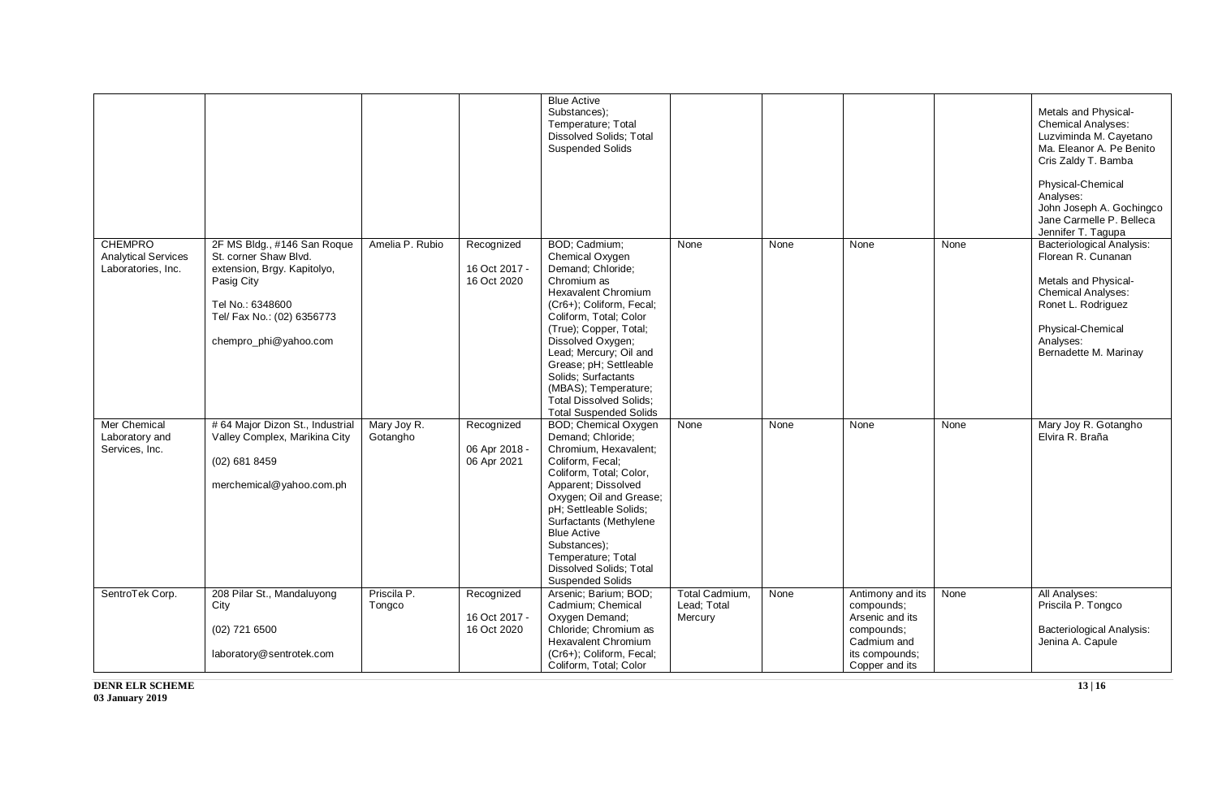| | | | | Blue Active Substances); Temperature; Total Dissolved Solids; Total Suspended Solids | | | | | Metals and Physical-Chemical Analyses: Luzviminda M. Cayetano Ma. Eleanor A. Pe Benito Cris Zaldy T. Bamba<br><br>Physical-Chemical Analyses: John Joseph A. Gochingco Jane Carmelle P. Belleca Jennifer T. Tagupa |
|---|---|---|---|---|---|---|---|---|---|
| CHEMPRO Analytical Services Laboratories, Inc. | 2F MS Bldg., #146 San Roque St. corner Shaw Blvd. extension, Brgy. Kapitolyo, Pasig City<br><br>Tel No.: 6348600<br>Tel/ Fax No.: (02) 6356773<br><br>chempro_phi@yahoo.com | Amelia P. Rubio | Recognized<br><br>16 Oct 2017 - 16 Oct 2020 | BOD; Cadmium; Chemical Oxygen Demand; Chloride; Chromium as Hexavalent Chromium (Cr6+); Coliform, Fecal; Coliform, Total; Color (True); Copper, Total; Dissolved Oxygen; Lead; Mercury; Oil and Grease; pH; Settleable Solids; Surfactants (MBAS); Temperature; Total Dissolved Solids; Total Suspended Solids | None | None | None | None | Bacteriological Analysis: Florean R. Cunanan<br><br>Metals and Physical-Chemical Analyses: Ronet L. Rodriguez<br><br>Physical-Chemical Analyses: Bernadette M. Marinay |
| Mer Chemical Laboratory and Services, Inc. | # 64 Major Dizon St., Industrial Valley Complex, Marikina City<br><br>(02) 681 8459<br><br>merchemical@yahoo.com.ph | Mary Joy R. Gotangho | Recognized<br><br>06 Apr 2018 - 06 Apr 2021 | BOD; Chemical Oxygen Demand; Chloride; Chromium, Hexavalent; Coliform, Fecal; Coliform, Total; Color, Apparent; Dissolved Oxygen; Oil and Grease; pH; Settleable Solids; Surfactants (Methylene Blue Active Substances); Temperature; Total Dissolved Solids; Total Suspended Solids | None | None | None | None | Mary Joy R. Gotangho<br>Elvira R. Braña |
| SentroTek Corp. | 208 Pilar St., Mandaluyong City<br><br>(02) 721 6500<br><br>laboratory@sentrotek.com | Priscila P. Tongco | Recognized<br><br>16 Oct 2017 - 16 Oct 2020 | Arsenic; Barium; BOD; Cadmium; Chemical Oxygen Demand; Chloride; Chromium as Hexavalent Chromium (Cr6+); Coliform, Fecal; Coliform, Total; Color | Total Cadmium, Lead; Total Mercury | None | Antimony and its compounds; Arsenic and its compounds; Cadmium and its compounds; Copper and its | None | All Analyses: Priscila P. Tongco<br><br>Bacteriological Analysis: Jenina A. Capule |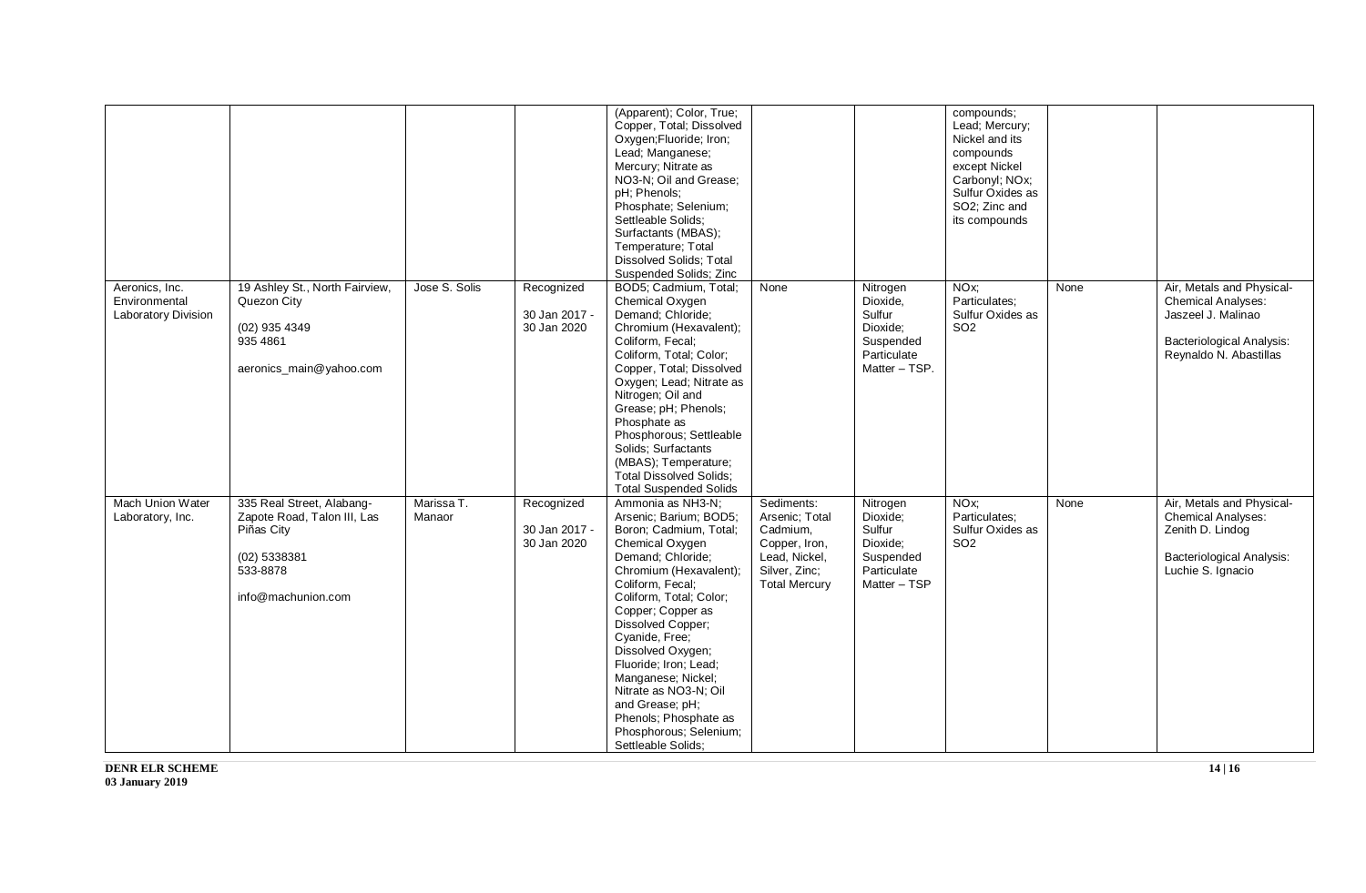|  |  |  |  | (Apparent); Color, True; Copper, Total; Dissolved Oxygen;Fluoride; Iron; Lead; Manganese; Mercury; Nitrate as NO3-N; Oil and Grease; pH; Phenols; Phosphate; Selenium; Settleable Solids; Surfactants (MBAS); Temperature; Total Dissolved Solids; Total Suspended Solids; Zinc |  |  | compounds; Lead; Mercury; Nickel and its compounds except Nickel Carbonyl; NOx; Sulfur Oxides as SO2; Zinc and its compounds |  |  |
|---|---|---|---|---|---|---|---|---|---|
| Aeronics, Inc. Environmental Laboratory Division | 19 Ashley St., North Fairview, Quezon City<br><br>(02) 935 4349<br>935 4861<br><br>aeronics_main@yahoo.com | Jose S. Solis | Recognized<br><br>30 Jan 2017 - 30 Jan 2020 | BOD5; Cadmium, Total; Chemical Oxygen Demand; Chloride; Chromium (Hexavalent); Coliform, Fecal; Coliform, Total; Color; Copper, Total; Dissolved Oxygen; Lead; Nitrate as Nitrogen; Oil and Grease; pH; Phenols; Phosphate as Phosphorous; Settleable Solids; Surfactants (MBAS); Temperature; Total Dissolved Solids; Total Suspended Solids | None | Nitrogen Dioxide, Sulfur Dioxide; Suspended Particulate Matter – TSP. | NOx; Particulates; Sulfur Oxides as SO2 | None | Air, Metals and Physical-Chemical Analyses: Jaszeel J. Malinao<br><br>Bacteriological Analysis: Reynaldo N. Abastillas |
| Mach Union Water Laboratory, Inc. | 335 Real Street, Alabang-Zapote Road, Talon III, Las Piñas City<br><br>(02) 5338381<br>533-8878<br><br>info@machunion.com | Marissa T. Manaor | Recognized<br><br>30 Jan 2017 - 30 Jan 2020 | Ammonia as NH3-N; Arsenic; Barium; BOD5; Boron; Cadmium, Total; Chemical Oxygen Demand; Chloride; Chromium (Hexavalent); Coliform, Fecal; Coliform, Total; Color; Copper; Copper as Dissolved Copper; Cyanide, Free; Dissolved Oxygen; Fluoride; Iron; Lead; Manganese; Nickel; Nitrate as NO3-N; Oil and Grease; pH; Phenols; Phosphate as Phosphorous; Selenium; Settleable Solids; | Sediments: Arsenic; Total Cadmium, Copper, Iron, Lead, Nickel, Silver, Zinc; Total Mercury | Nitrogen Dioxide; Sulfur Dioxide; Suspended Particulate Matter – TSP | NOx; Particulates; Sulfur Oxides as SO2 | None | Air, Metals and Physical-Chemical Analyses: Zenith D. Lindog<br><br>Bacteriological Analysis: Luchie S. Ignacio |

**DENR ELR SCHEME**
**03 January 2019**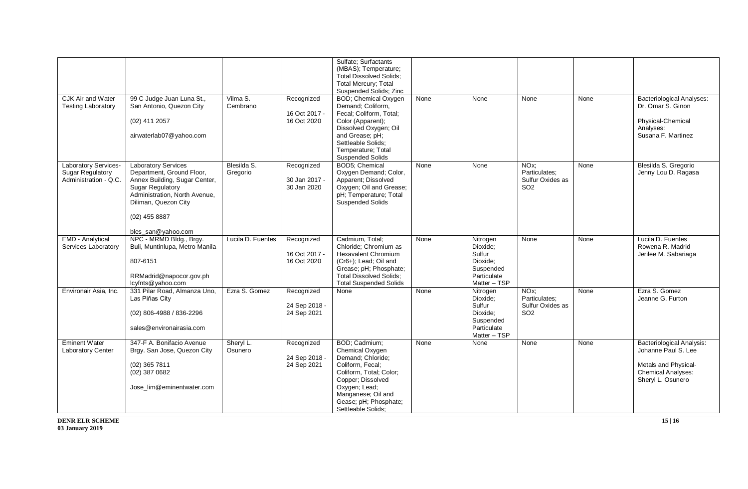| | | | | | | | | | |
|---|---|---|---|---|---|---|---|---|---|
| | | | | Sulfate; Surfactants (MBAS); Temperature; Total Dissolved Solids; Total Mercury; Total Suspended Solids; Zinc | | | | | |
| CJK Air and Water Testing Laboratory | 99 C Judge Juan Luna St., San Antonio, Quezon City<br><br>(02) 411 2057<br><br>airwaterlab07@yahoo.com | Vilma S. Cembrano | Recognized<br><br>16 Oct 2017 - 16 Oct 2020 | BOD; Chemical Oxygen Demand; Coliform, Fecal; Coliform, Total; Color (Apparent); Dissolved Oxygen; Oil and Grease; pH; Settleable Solids; Temperature; Total Suspended Solids | None | None | None | None | Bacteriological Analyses: Dr. Omar S. Ginon<br><br>Physical-Chemical Analyses: Susana F. Martinez |
| Laboratory Services-Sugar Regulatory Administration - Q.C. | Laboratory Services Department, Ground Floor, Annex Building, Sugar Center, Sugar Regulatory Administration, North Avenue, Diliman, Quezon City<br><br>(02) 455 8887<br><br>bles_san@yahoo.com | Blesilda S. Gregorio | Recognized<br><br>30 Jan 2017 - 30 Jan 2020 | BOD5; Chemical Oxygen Demand; Color, Apparent; Dissolved Oxygen; Oil and Grease; pH; Temperature; Total Suspended Solids | None | None | NOx; Particulates; Sulfur Oxides as $SO_2$ | None | Blesilda S. Gregorio<br>Jenny Lou D. Ragasa |
| EMD - Analytical Services Laboratory | NPC - MRMD Bldg., Brgy. Buli, Muntinlupa, Metro Manila<br><br>807-6151<br><br>RRMadrid@napocor.gov.ph<br>lcyfnts@yahoo.com | Lucila D. Fuentes | Recognized<br><br>16 Oct 2017 - 16 Oct 2020 | Cadmium, Total; Chloride; Chromium as Hexavalent Chromium ($Cr6+$); Lead; Oil and Grease; pH; Phosphate; Total Dissolved Solids; Total Suspended Solids | None | Nitrogen Dioxide; Sulfur Dioxide; Suspended Particulate Matter – TSP | None | None | Lucila D. Fuentes<br>Rowena R. Madrid<br>Jerilee M. Sabariaga |
| Environair Asia, Inc. | 331 Pilar Road, Almanza Uno, Las Piñas City<br><br>(02) 806-4988 / 836-2296<br><br>sales@environairasia.com | Ezra S. Gomez | Recognized<br><br>24 Sep 2018 - 24 Sep 2021 | None | None | Nitrogen Dioxide; Sulfur Dioxide; Suspended Particulate Matter – TSP | NOx; Particulates; Sulfur Oxides as $SO_2$ | None | Ezra S. Gomez<br>Jeanne G. Furton |
| Eminent Water Laboratory Center | 347-F A. Bonifacio Avenue Brgy. San Jose, Quezon City<br><br>(02) 365 7811<br>(02) 387 0682<br><br>Jose_lim@eminentwater.com | Sheryl L. Osunero | Recognized<br><br>24 Sep 2018 - 24 Sep 2021 | BOD; Cadmium; Chemical Oxygen Demand; Chloride; Coliform, Fecal; Coliform, Total; Color; Copper; Dissolved Oxygen; Lead; Manganese; Oil and Gease; pH; Phosphate; Settleable Solids; | None | None | None | None | Bacteriological Analysis: Johanne Paul S. Lee<br><br>Metals and Physical-Chemical Analyses: Sheryl L. Osunero |

**DENR ELR SCHEME**
**03 January 2019**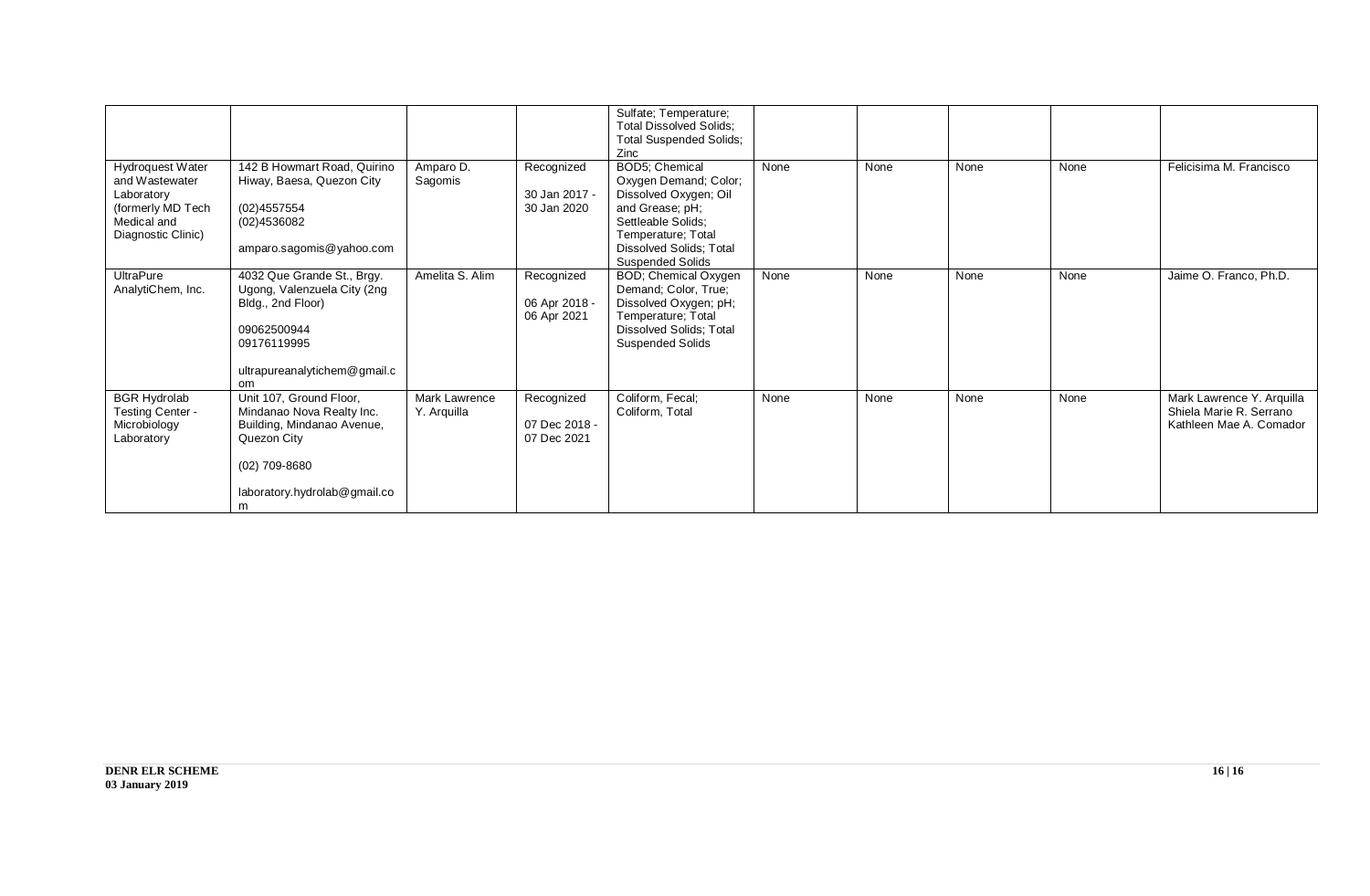| | | | | | | | | | |
|---|---|---|---|---|---|---|---|---|---|
| | | | | Sulfate; Temperature; Total Dissolved Solids; Total Suspended Solids; Zinc | | | | | |
| Hydroquest Water and Wastewater Laboratory (formerly MD Tech Medical and Diagnostic Clinic) | 142 B Howmart Road, Quirino Hiway, Baesa, Quezon City<br><br>(02)4557554<br>(02)4536082<br><br>amparo.sagomis@yahoo.com | Amparo D. Sagomis | Recognized<br><br>30 Jan 2017 - 30 Jan 2020 | BOD5; Chemical Oxygen Demand; Color; Dissolved Oxygen; Oil and Grease; pH; Settleable Solids; Temperature; Total Dissolved Solids; Total Suspended Solids | None | None | None | None | Felicisima M. Francisco |
| UltraPure AnalytiChem, Inc. | 4032 Que Grande St., Brgy. Ugong, Valenzuela City (2ng Bldg., 2nd Floor)<br><br>09062500944<br>09176119995<br><br>ultrapureanalytichem@gmail.com | Amelita S. Alim | Recognized<br><br>06 Apr 2018 - 06 Apr 2021 | BOD; Chemical Oxygen Demand; Color, True; Dissolved Oxygen; pH; Temperature; Total Dissolved Solids; Total Suspended Solids | None | None | None | None | Jaime O. Franco, Ph.D. |
| BGR Hydrolab Testing Center - Microbiology Laboratory | Unit 107, Ground Floor, Mindanao Nova Realty Inc. Building, Mindanao Avenue, Quezon City<br><br>(02) 709-8680<br><br>laboratory.hydrolab@gmail.com | Mark Lawrence Y. Arquilla | Recognized<br><br>07 Dec 2018 - 07 Dec 2021 | Coliform, Fecal; Coliform, Total | None | None | None | None | Mark Lawrence Y. Arquilla<br>Shiela Marie R. Serrano<br>Kathleen Mae A. Comador |